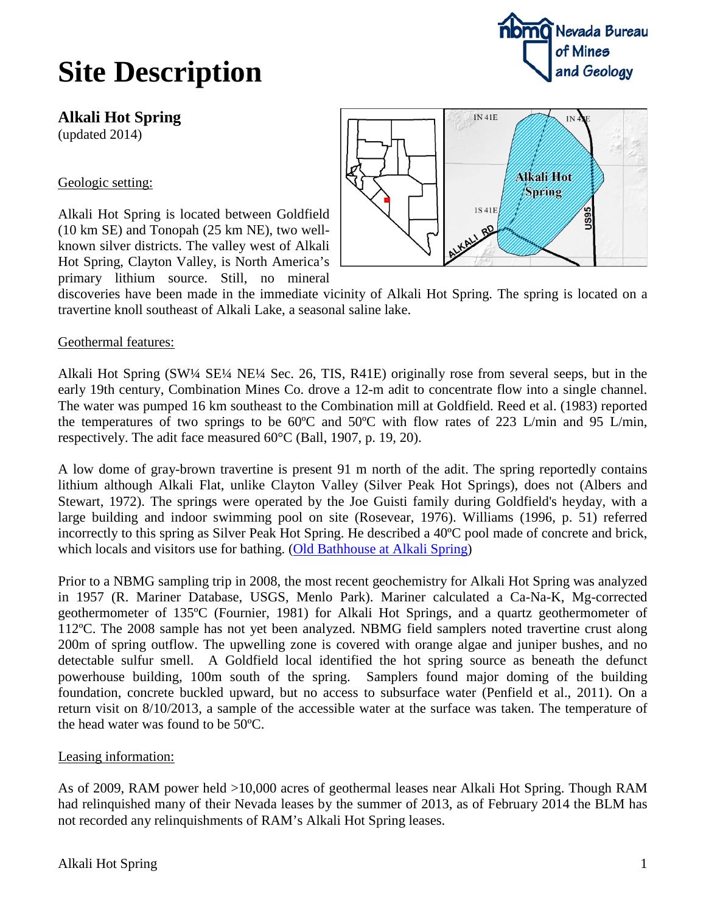# Site Description

## Alkali Hot Spring

(updated 2014)

Geologic setting:

Alkali Hot Spring is located between Goldfield (10 km SE) and Tonopah (25 km NE), two well-known silver districts. The valley west of Alkali Hot Spring, Clayton Valley, is North America's primary lithium source. Still, no mineral discoveries have been made in the immediate vicinity of Alkali Hot Spring. The spring is located on a travertine knoll southeast of Alkali Lake, a seasonal saline lake.

Geothermal features:

Alkali Hot Spring (SW¼ SE¼ NE¼ Sec. 26, TIS, R41E) originally rose from several seeps, but in the early 19th century, Combination Mines Co. drove a 12-m adit to concentrate flow into a single channel. The water was pumped 16 km southeast to the Combination mill at Goldfield. Reed et al. (1983) reported the temperatures of two springs to be 60ºC and 50ºC with flow rates of 223 L/min and 95 L/min, respectively. The adit face measured 60°C (Ball, 1907, p. 19, 20).

A low dome of gray-brown travertine is present 91 m north of the adit. The spring reportedly contains lithium although Alkali Flat, unlike Clayton Valley (Silver Peak Hot Springs), does not (Albers and Stewart, 1972). The springs were operated by the Joe Guisti family during Goldfield's heyday, with a large building and indoor swimming pool on site (Rosevear, 1976). Williams (1996, p. 51) referred incorrectly to this spring as Silver Peak Hot Spring. He described a 40ºC pool made of concrete and brick, which locals and visitors use for bathing. (Old Bathhouse at Alkali Spring)

Prior to a NBMG sampling trip in 2008, the most recent geochemistry for Alkali Hot Spring was analyzed in 1957 (R. Mariner Database, USGS, Menlo Park). Mariner calculated a Ca-Na-K, Mg-corrected geothermometer of 135ºC (Fournier, 1981) for Alkali Hot Springs, and a quartz geothermometer of 112ºC. The 2008 sample has not yet been analyzed. NBMG field samplers noted travertine crust along 200m of spring outflow. The upwelling zone is covered with orange algae and juniper bushes, and no detectable sulfur smell. A Goldfield local identified the hot spring source as beneath the defunct powerhouse building, 100m south of the spring. Samplers found major doming of the building foundation, concrete buckled upward, but no access to subsurface water (Penfield et al., 2011). On a return visit on 8/10/2013, a sample of the accessible water at the surface was taken. The temperature of the head water was found to be 50ºC.

Leasing information:

As of 2009, RAM power held >10,000 acres of geothermal leases near Alkali Hot Spring. Though RAM had relinquished many of their Nevada leases by the summer of 2013, as of February 2014 the BLM has not recorded any relinquishments of RAM's Alkali Hot Spring leases.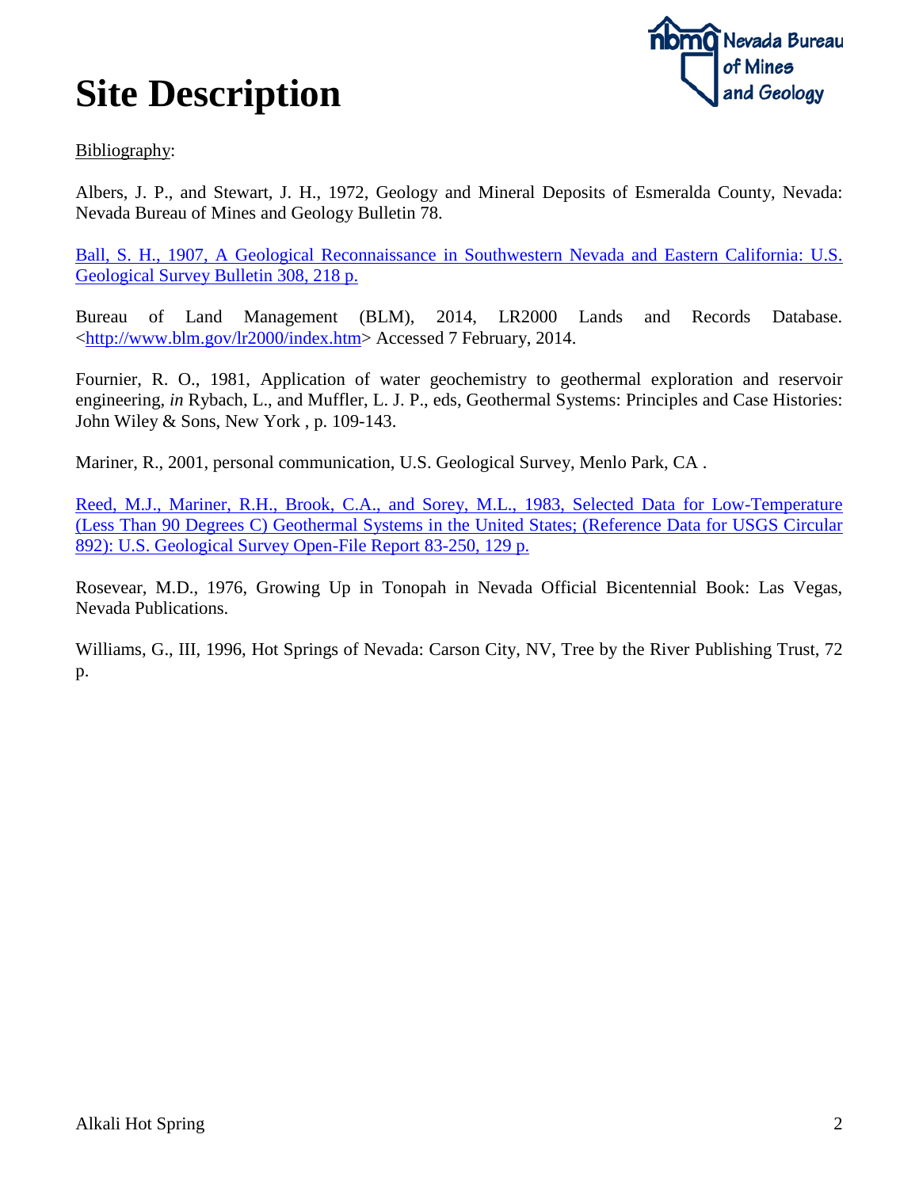# Site Description

Bibliography:

Albers, J. P., and Stewart, J. H., 1972, Geology and Mineral Deposits of Esmeralda County, Nevada: Nevada Bureau of Mines and Geology Bulletin 78.

Ball, S. H., 1907, A Geological Reconnaissance in Southwestern Nevada and Eastern California: U.S. Geological Survey Bulletin 308, 218 p.

Bureau of Land Management (BLM), 2014, LR2000 Lands and Records Database. <http://www.blm.gov/lr2000/index.htm> Accessed 7 February, 2014.

Fournier, R. O., 1981, Application of water geochemistry to geothermal exploration and reservoir engineering, *in* Rybach, L., and Muffler, L. J. P., eds, Geothermal Systems: Principles and Case Histories: John Wiley & Sons, New York , p. 109-143.

Mariner, R., 2001, personal communication, U.S. Geological Survey, Menlo Park, CA .

Reed, M.J., Mariner, R.H., Brook, C.A., and Sorey, M.L., 1983, Selected Data for Low-Temperature (Less Than 90 Degrees C) Geothermal Systems in the United States; (Reference Data for USGS Circular 892): U.S. Geological Survey Open-File Report 83-250, 129 p.

Rosevear, M.D., 1976, Growing Up in Tonopah in Nevada Official Bicentennial Book: Las Vegas, Nevada Publications.

Williams, G., III, 1996, Hot Springs of Nevada: Carson City, NV, Tree by the River Publishing Trust, 72 p.